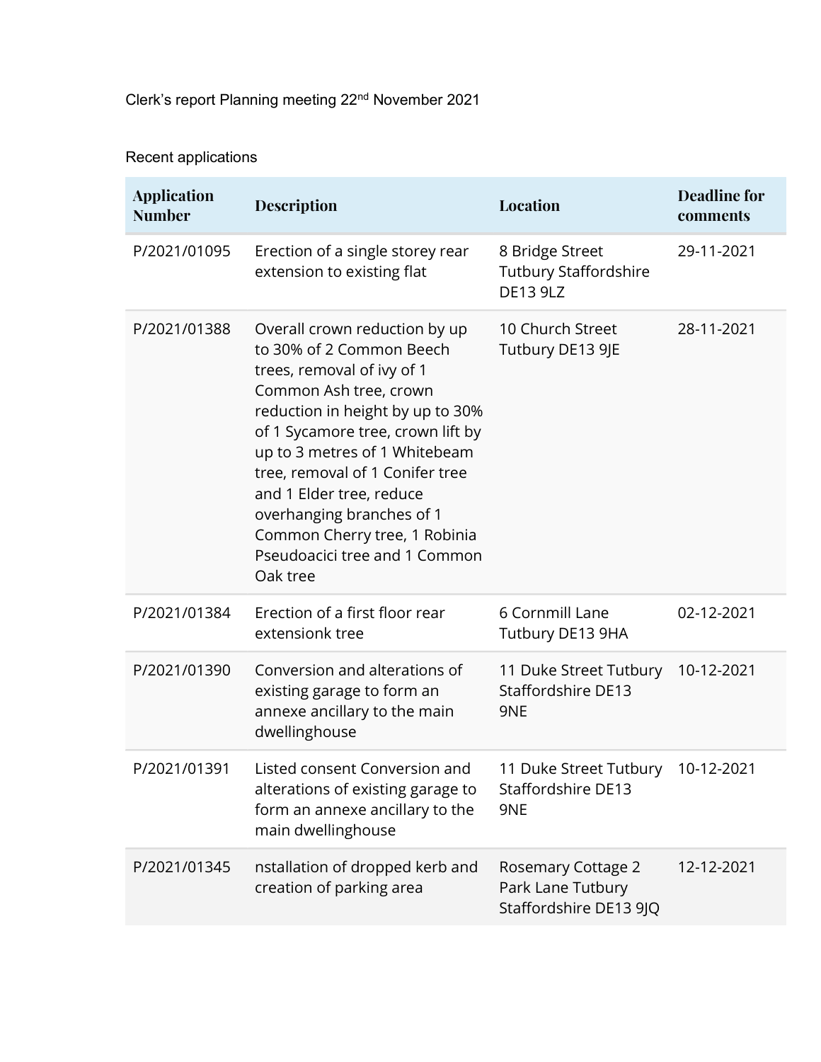Clerk's report Planning meeting 22nd November 2021

Recent applications

| Application Number | Description | Location | Deadline for comments |
| --- | --- | --- | --- |
| P/2021/01095 | Erection of a single storey rear extension to existing flat | 8 Bridge Street Tutbury Staffordshire DE13 9LZ | 29-11-2021 |
| P/2021/01388 | Overall crown reduction by up to 30% of 2 Common Beech trees, removal of ivy of 1 Common Ash tree, crown reduction in height by up to 30% of 1 Sycamore tree, crown lift by up to 3 metres of 1 Whitebeam tree, removal of 1 Conifer tree and 1 Elder tree, reduce overhanging branches of 1 Common Cherry tree, 1 Robinia Pseudoacici tree and 1 Common Oak tree | 10 Church Street Tutbury DE13 9JE | 28-11-2021 |
| P/2021/01384 | Erection of a first floor rear extensionk tree | 6 Cornmill Lane Tutbury DE13 9HA | 02-12-2021 |
| P/2021/01390 | Conversion and alterations of existing garage to form an annexe ancillary to the main dwellinghouse | 11 Duke Street Tutbury Staffordshire DE13 9NE | 10-12-2021 |
| P/2021/01391 | Listed consent Conversion and alterations of existing garage to form an annexe ancillary to the main dwellinghouse | 11 Duke Street Tutbury Staffordshire DE13 9NE | 10-12-2021 |
| P/2021/01345 | nstallation of dropped kerb and creation of parking area | Rosemary Cottage 2 Park Lane Tutbury Staffordshire DE13 9JQ | 12-12-2021 |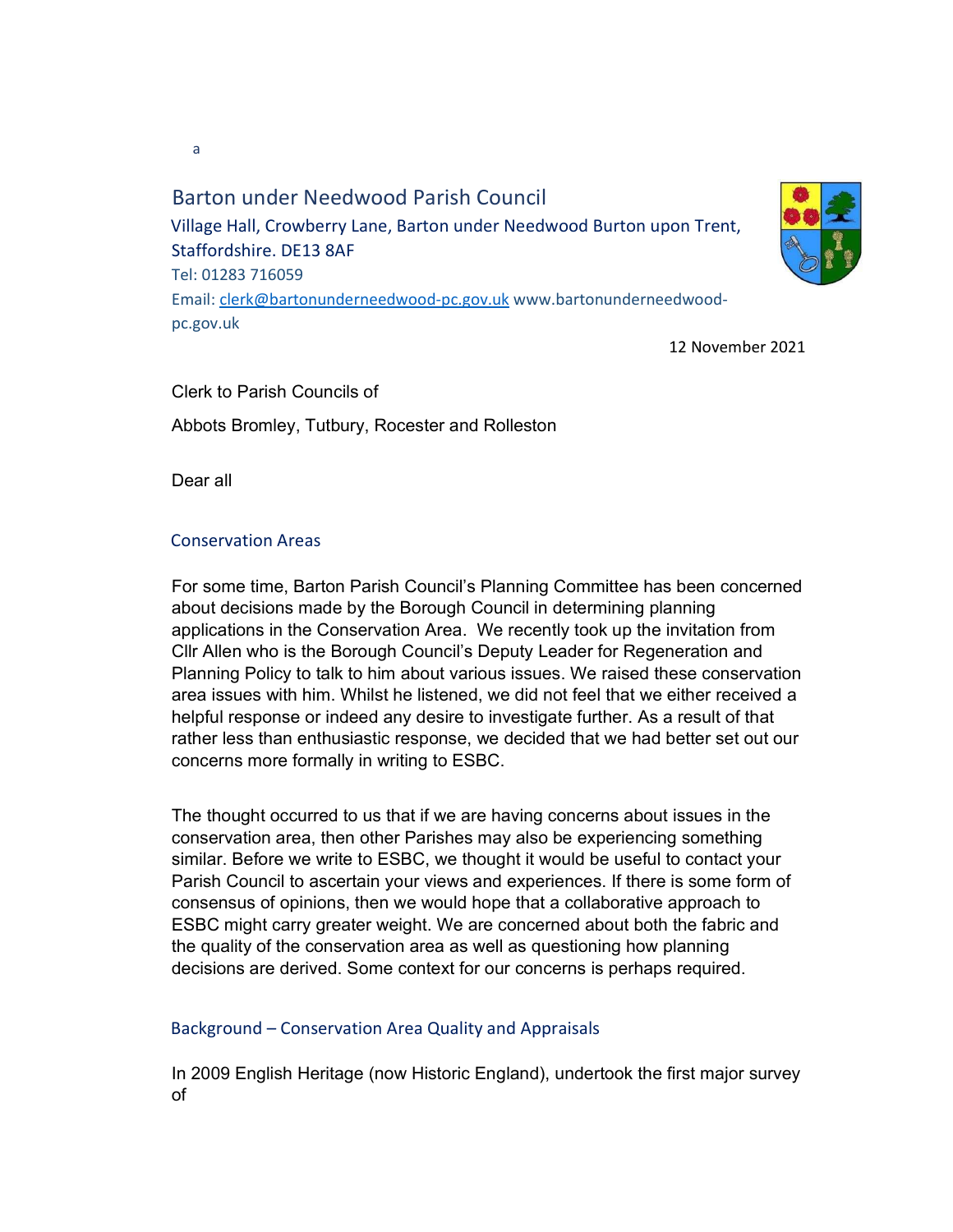a

# Barton under Needwood Parish Council

Village Hall, Crowberry Lane, Barton under Needwood Burton upon Trent, Staffordshire. DE13 8AF
Tel: 01283 716059
Email: clerk@bartonunderneedwood-pc.gov.uk www.bartonunderneedwood-pc.gov.uk

12 November 2021

Clerk to Parish Councils of

Abbots Bromley, Tutbury, Rocester and Rolleston

Dear all

## Conservation Areas

For some time, Barton Parish Council's Planning Committee has been concerned about decisions made by the Borough Council in determining planning applications in the Conservation Area. We recently took up the invitation from Cllr Allen who is the Borough Council's Deputy Leader for Regeneration and Planning Policy to talk to him about various issues. We raised these conservation area issues with him. Whilst he listened, we did not feel that we either received a helpful response or indeed any desire to investigate further. As a result of that rather less than enthusiastic response, we decided that we had better set out our concerns more formally in writing to ESBC.

The thought occurred to us that if we are having concerns about issues in the conservation area, then other Parishes may also be experiencing something similar. Before we write to ESBC, we thought it would be useful to contact your Parish Council to ascertain your views and experiences. If there is some form of consensus of opinions, then we would hope that a collaborative approach to ESBC might carry greater weight. We are concerned about both the fabric and the quality of the conservation area as well as questioning how planning decisions are derived. Some context for our concerns is perhaps required.

## Background – Conservation Area Quality and Appraisals

In 2009 English Heritage (now Historic England), undertook the first major survey of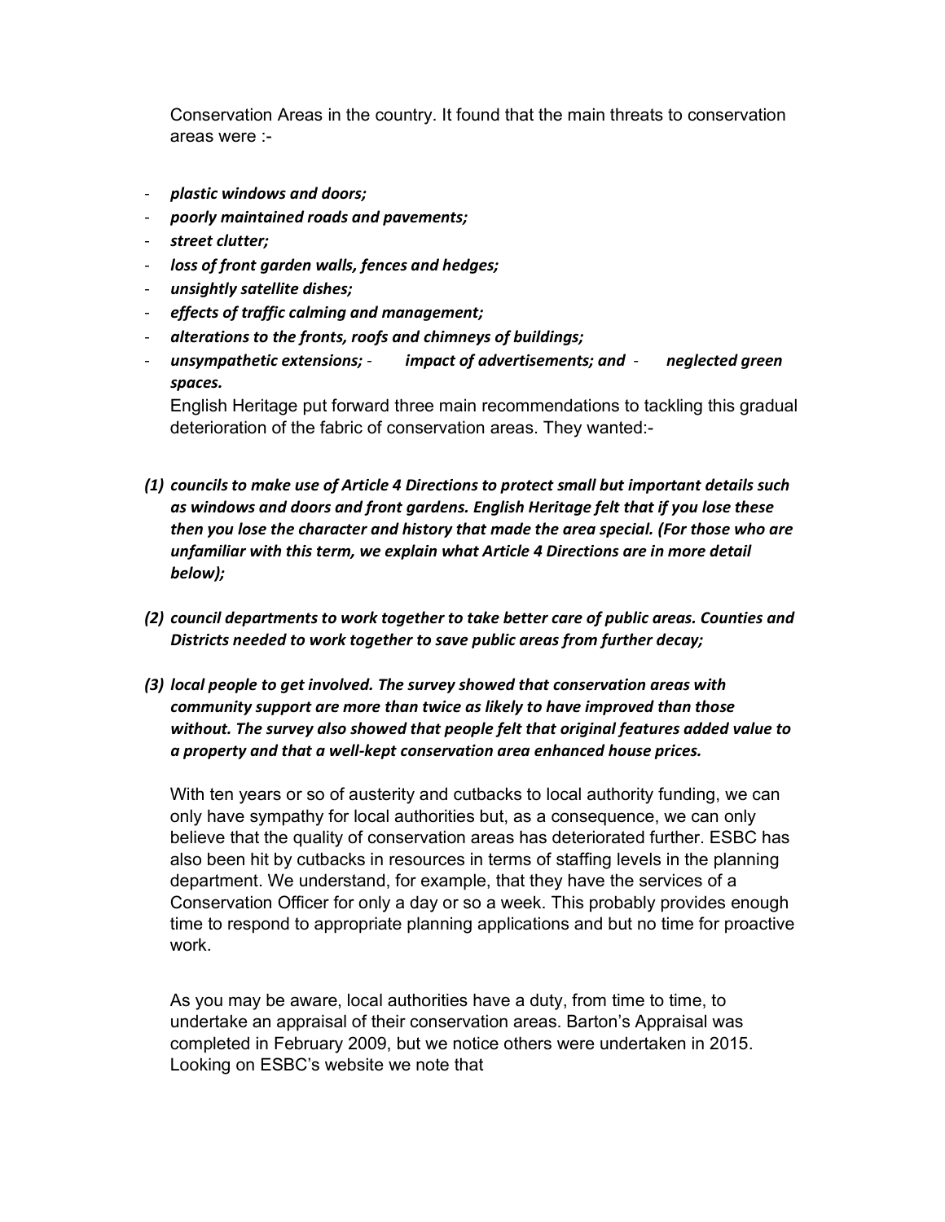Conservation Areas in the country. It found that the main threats to conservation areas were :-

- ***plastic windows and doors;***
- ***poorly maintained roads and pavements;***
- ***street clutter;***
- ***loss of front garden walls, fences and hedges;***
- ***unsightly satellite dishes;***
- ***effects of traffic calming and management;***
- ***alterations to the fronts, roofs and chimneys of buildings;***
- ***unsympathetic extensions;***
- ***impact of advertisements; and***
- ***neglected green spaces.***

English Heritage put forward three main recommendations to tackling this gradual deterioration of the fabric of conservation areas. They wanted:-

***(1) councils to make use of Article 4 Directions to protect small but important details such as windows and doors and front gardens. English Heritage felt that if you lose these then you lose the character and history that made the area special. (For those who are unfamiliar with this term, we explain what Article 4 Directions are in more detail below);***

***(2) council departments to work together to take better care of public areas. Counties and Districts needed to work together to save public areas from further decay;***

***(3) local people to get involved. The survey showed that conservation areas with community support are more than twice as likely to have improved than those without. The survey also showed that people felt that original features added value to a property and that a well-kept conservation area enhanced house prices.***

With ten years or so of austerity and cutbacks to local authority funding, we can only have sympathy for local authorities but, as a consequence, we can only believe that the quality of conservation areas has deteriorated further. ESBC has also been hit by cutbacks in resources in terms of staffing levels in the planning department. We understand, for example, that they have the services of a Conservation Officer for only a day or so a week. This probably provides enough time to respond to appropriate planning applications and but no time for proactive work.

As you may be aware, local authorities have a duty, from time to time, to undertake an appraisal of their conservation areas. Barton's Appraisal was completed in February 2009, but we notice others were undertaken in 2015. Looking on ESBC's website we note that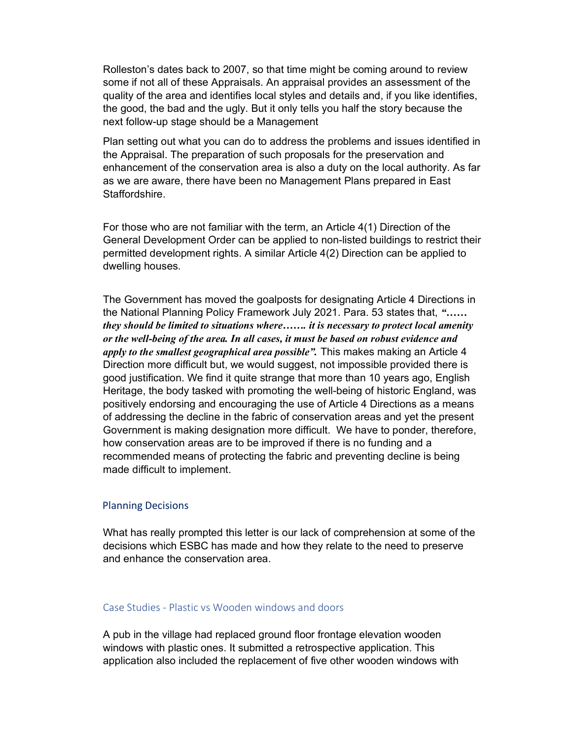Rolleston's dates back to 2007, so that time might be coming around to review some if not all of these Appraisals. An appraisal provides an assessment of the quality of the area and identifies local styles and details and, if you like identifies, the good, the bad and the ugly. But it only tells you half the story because the next follow-up stage should be a Management

Plan setting out what you can do to address the problems and issues identified in the Appraisal. The preparation of such proposals for the preservation and enhancement of the conservation area is also a duty on the local authority. As far as we are aware, there have been no Management Plans prepared in East Staffordshire.

For those who are not familiar with the term, an Article 4(1) Direction of the General Development Order can be applied to non-listed buildings to restrict their permitted development rights. A similar Article 4(2) Direction can be applied to dwelling houses.

The Government has moved the goalposts for designating Article 4 Directions in the National Planning Policy Framework July 2021. Para. 53 states that, ***"…… they should be limited to situations where……. it is necessary to protect local amenity or the well-being of the area. In all cases, it must be based on robust evidence and apply to the smallest geographical area possible".*** This makes making an Article 4 Direction more difficult but, we would suggest, not impossible provided there is good justification. We find it quite strange that more than 10 years ago, English Heritage, the body tasked with promoting the well-being of historic England, was positively endorsing and encouraging the use of Article 4 Directions as a means of addressing the decline in the fabric of conservation areas and yet the present Government is making designation more difficult. We have to ponder, therefore, how conservation areas are to be improved if there is no funding and a recommended means of protecting the fabric and preventing decline is being made difficult to implement.

## Planning Decisions

What has really prompted this letter is our lack of comprehension at some of the decisions which ESBC has made and how they relate to the need to preserve and enhance the conservation area.

### Case Studies - Plastic vs Wooden windows and doors

A pub in the village had replaced ground floor frontage elevation wooden windows with plastic ones. It submitted a retrospective application. This application also included the replacement of five other wooden windows with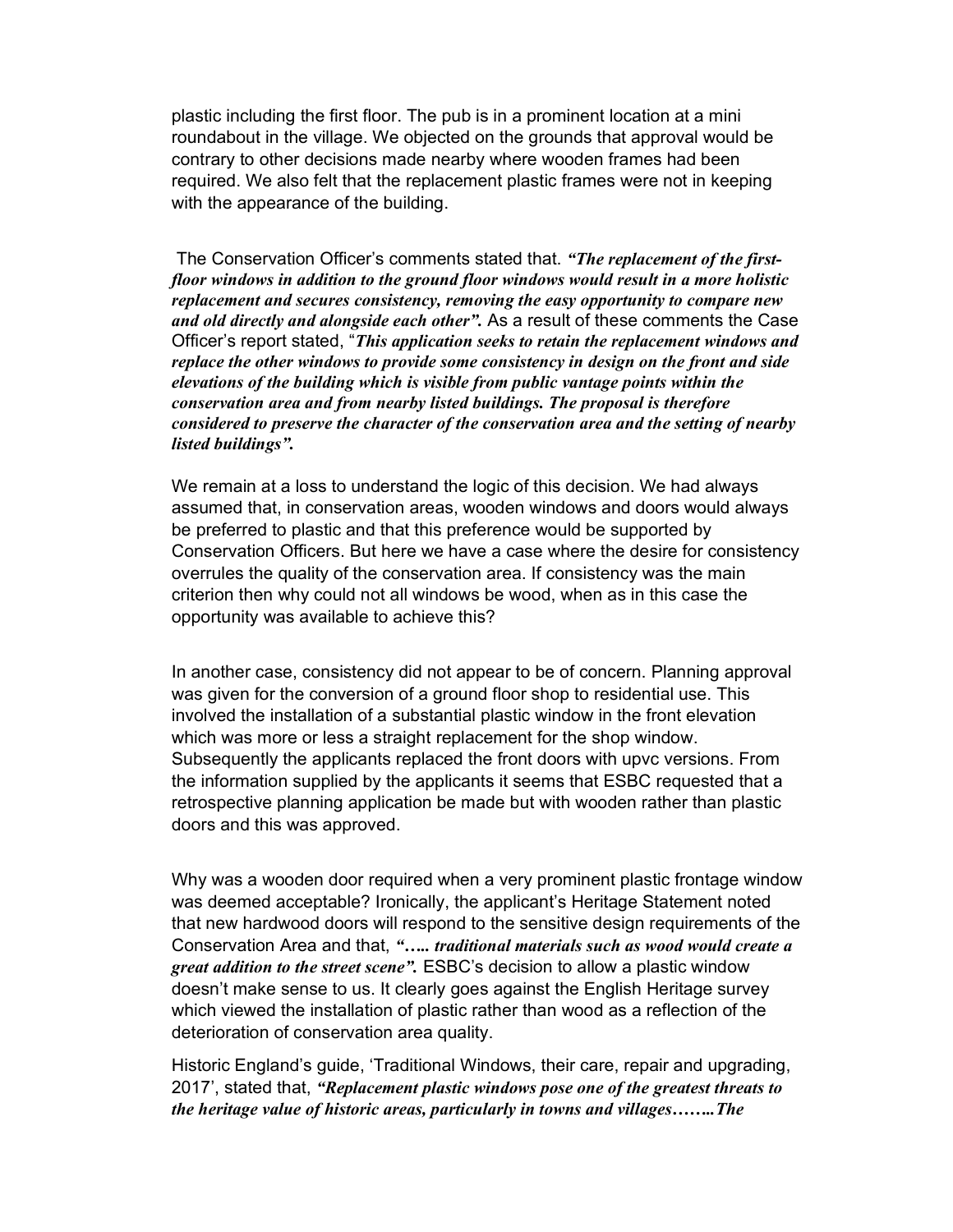plastic including the first floor. The pub is in a prominent location at a mini roundabout in the village. We objected on the grounds that approval would be contrary to other decisions made nearby where wooden frames had been required. We also felt that the replacement plastic frames were not in keeping with the appearance of the building.

The Conservation Officer's comments stated that. ***"The replacement of the first-floor windows in addition to the ground floor windows would result in a more holistic replacement and secures consistency, removing the easy opportunity to compare new and old directly and alongside each other".*** As a result of these comments the Case Officer's report stated, "***This application seeks to retain the replacement windows and replace the other windows to provide some consistency in design on the front and side elevations of the building which is visible from public vantage points within the conservation area and from nearby listed buildings. The proposal is therefore considered to preserve the character of the conservation area and the setting of nearby listed buildings".***

We remain at a loss to understand the logic of this decision. We had always assumed that, in conservation areas, wooden windows and doors would always be preferred to plastic and that this preference would be supported by Conservation Officers. But here we have a case where the desire for consistency overrules the quality of the conservation area. If consistency was the main criterion then why could not all windows be wood, when as in this case the opportunity was available to achieve this?

In another case, consistency did not appear to be of concern. Planning approval was given for the conversion of a ground floor shop to residential use. This involved the installation of a substantial plastic window in the front elevation which was more or less a straight replacement for the shop window. Subsequently the applicants replaced the front doors with upvc versions. From the information supplied by the applicants it seems that ESBC requested that a retrospective planning application be made but with wooden rather than plastic doors and this was approved.

Why was a wooden door required when a very prominent plastic frontage window was deemed acceptable? Ironically, the applicant's Heritage Statement noted that new hardwood doors will respond to the sensitive design requirements of the Conservation Area and that, ***"….. traditional materials such as wood would create a great addition to the street scene".*** ESBC's decision to allow a plastic window doesn't make sense to us. It clearly goes against the English Heritage survey which viewed the installation of plastic rather than wood as a reflection of the deterioration of conservation area quality.

Historic England's guide, 'Traditional Windows, their care, repair and upgrading, 2017', stated that, ***"Replacement plastic windows pose one of the greatest threats to the heritage value of historic areas, particularly in towns and villages……..The***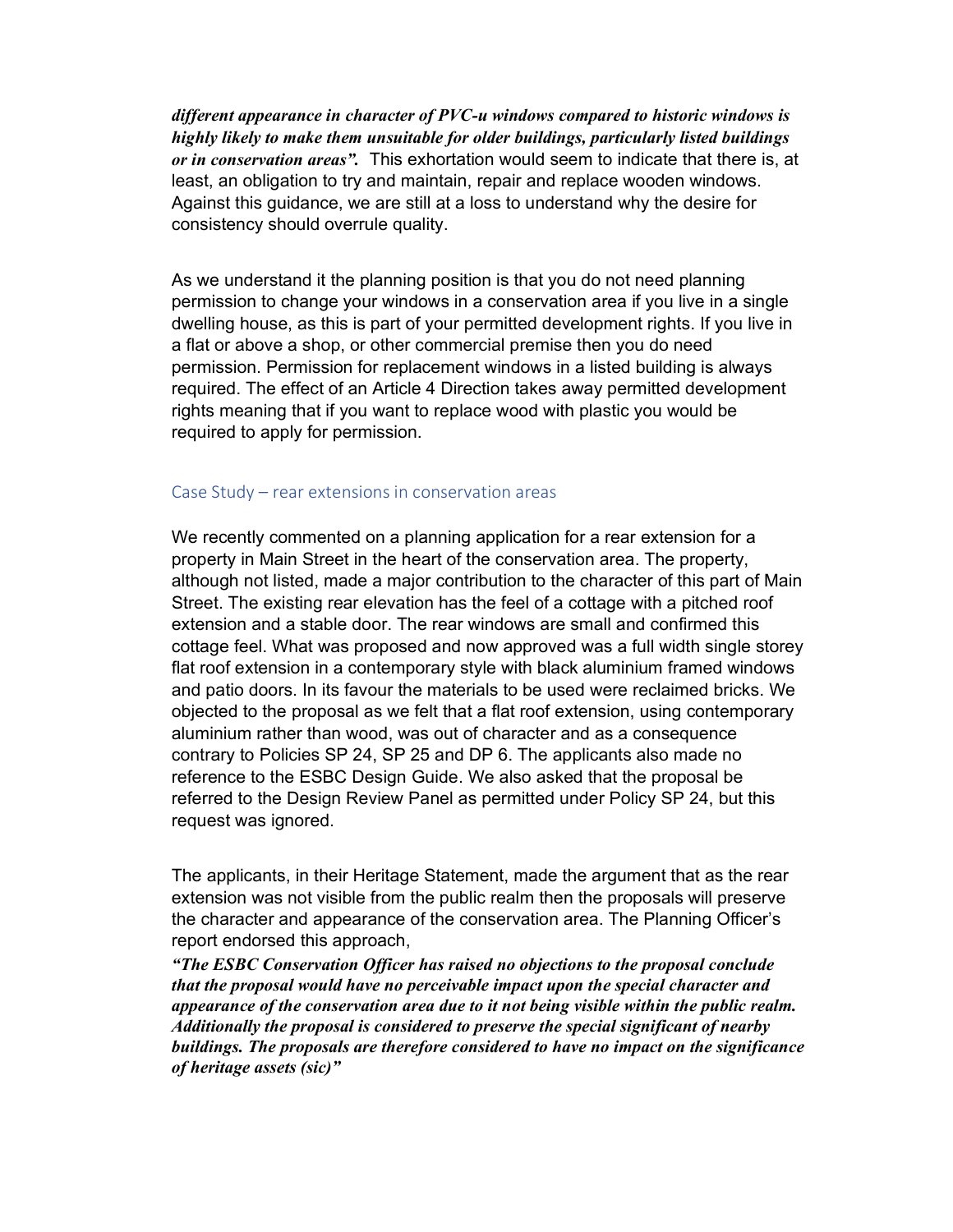***different appearance in character of PVC-u windows compared to historic windows is highly likely to make them unsuitable for older buildings, particularly listed buildings or in conservation areas".*** This exhortation would seem to indicate that there is, at least, an obligation to try and maintain, repair and replace wooden windows. Against this guidance, we are still at a loss to understand why the desire for consistency should overrule quality.

As we understand it the planning position is that you do not need planning permission to change your windows in a conservation area if you live in a single dwelling house, as this is part of your permitted development rights. If you live in a flat or above a shop, or other commercial premise then you do need permission. Permission for replacement windows in a listed building is always required. The effect of an Article 4 Direction takes away permitted development rights meaning that if you want to replace wood with plastic you would be required to apply for permission.

### Case Study – rear extensions in conservation areas

We recently commented on a planning application for a rear extension for a property in Main Street in the heart of the conservation area. The property, although not listed, made a major contribution to the character of this part of Main Street. The existing rear elevation has the feel of a cottage with a pitched roof extension and a stable door. The rear windows are small and confirmed this cottage feel. What was proposed and now approved was a full width single storey flat roof extension in a contemporary style with black aluminium framed windows and patio doors. In its favour the materials to be used were reclaimed bricks. We objected to the proposal as we felt that a flat roof extension, using contemporary aluminium rather than wood, was out of character and as a consequence contrary to Policies SP 24, SP 25 and DP 6. The applicants also made no reference to the ESBC Design Guide. We also asked that the proposal be referred to the Design Review Panel as permitted under Policy SP 24, but this request was ignored.

The applicants, in their Heritage Statement, made the argument that as the rear extension was not visible from the public realm then the proposals will preserve the character and appearance of the conservation area. The Planning Officer's report endorsed this approach,

***"The ESBC Conservation Officer has raised no objections to the proposal conclude that the proposal would have no perceivable impact upon the special character and appearance of the conservation area due to it not being visible within the public realm. Additionally the proposal is considered to preserve the special significant of nearby buildings. The proposals are therefore considered to have no impact on the significance of heritage assets (sic)"***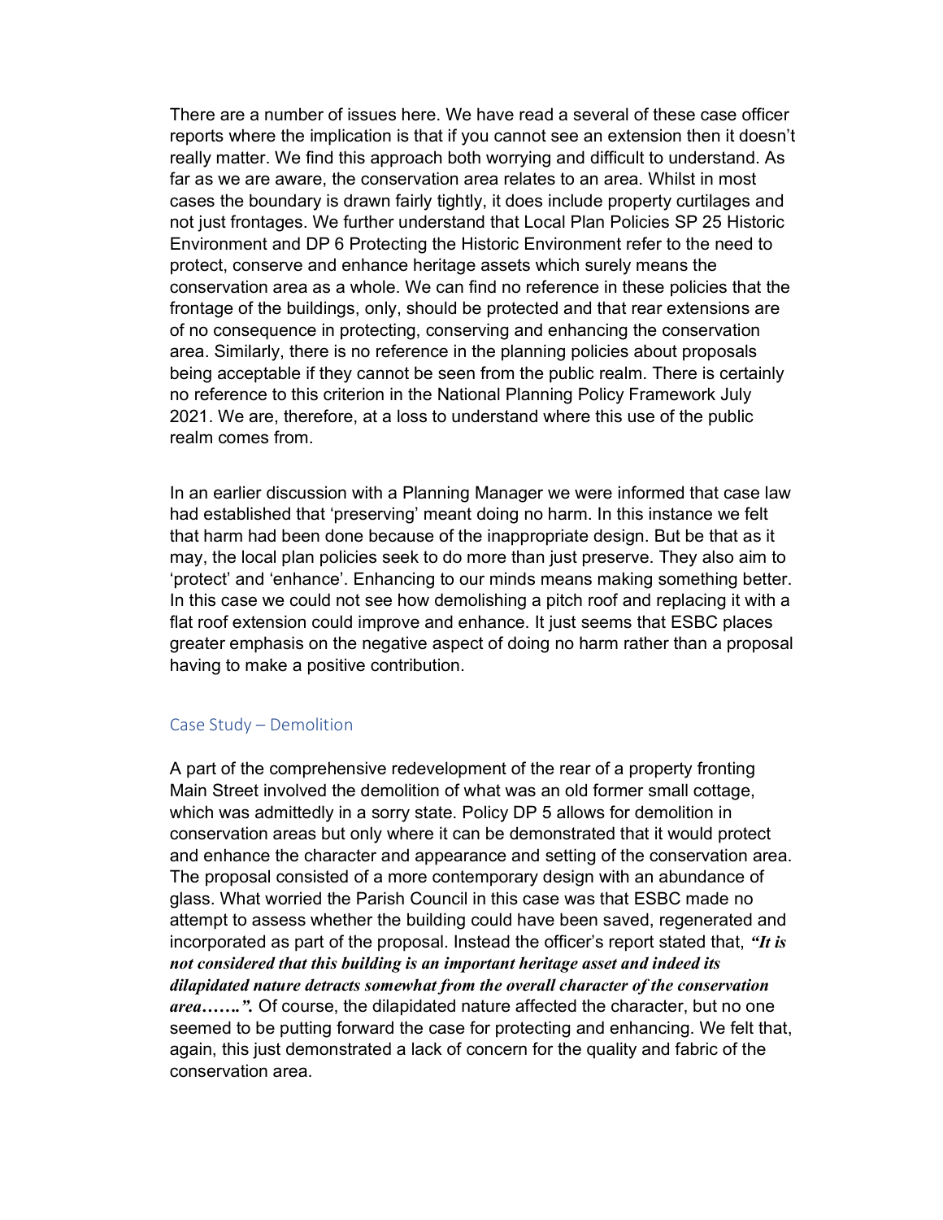There are a number of issues here. We have read a several of these case officer reports where the implication is that if you cannot see an extension then it doesn't really matter. We find this approach both worrying and difficult to understand. As far as we are aware, the conservation area relates to an area. Whilst in most cases the boundary is drawn fairly tightly, it does include property curtilages and not just frontages. We further understand that Local Plan Policies SP 25 Historic Environment and DP 6 Protecting the Historic Environment refer to the need to protect, conserve and enhance heritage assets which surely means the conservation area as a whole. We can find no reference in these policies that the frontage of the buildings, only, should be protected and that rear extensions are of no consequence in protecting, conserving and enhancing the conservation area. Similarly, there is no reference in the planning policies about proposals being acceptable if they cannot be seen from the public realm. There is certainly no reference to this criterion in the National Planning Policy Framework July 2021. We are, therefore, at a loss to understand where this use of the public realm comes from.

In an earlier discussion with a Planning Manager we were informed that case law had established that 'preserving' meant doing no harm. In this instance we felt that harm had been done because of the inappropriate design. But be that as it may, the local plan policies seek to do more than just preserve. They also aim to 'protect' and 'enhance'. Enhancing to our minds means making something better. In this case we could not see how demolishing a pitch roof and replacing it with a flat roof extension could improve and enhance. It just seems that ESBC places greater emphasis on the negative aspect of doing no harm rather than a proposal having to make a positive contribution.

## Case Study – Demolition

A part of the comprehensive redevelopment of the rear of a property fronting Main Street involved the demolition of what was an old former small cottage, which was admittedly in a sorry state. Policy DP 5 allows for demolition in conservation areas but only where it can be demonstrated that it would protect and enhance the character and appearance and setting of the conservation area. The proposal consisted of a more contemporary design with an abundance of glass. What worried the Parish Council in this case was that ESBC made no attempt to assess whether the building could have been saved, regenerated and incorporated as part of the proposal. Instead the officer's report stated that, ***"It is not considered that this building is an important heritage asset and indeed its dilapidated nature detracts somewhat from the overall character of the conservation area…….".*** Of course, the dilapidated nature affected the character, but no one seemed to be putting forward the case for protecting and enhancing. We felt that, again, this just demonstrated a lack of concern for the quality and fabric of the conservation area.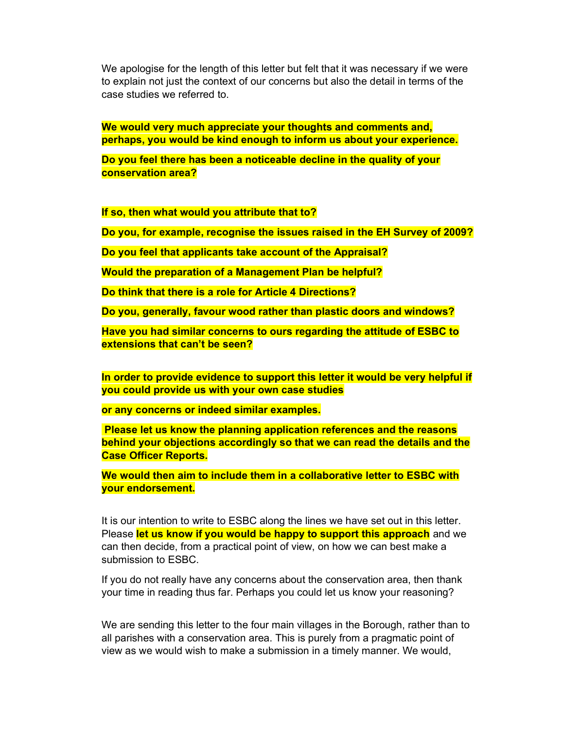We apologise for the length of this letter but felt that it was necessary if we were to explain not just the context of our concerns but also the detail in terms of the case studies we referred to.

**We would very much appreciate your thoughts and comments and, perhaps, you would be kind enough to inform us about your experience.**

**Do you feel there has been a noticeable decline in the quality of your conservation area?**

**If so, then what would you attribute that to?**

**Do you, for example, recognise the issues raised in the EH Survey of 2009?**

**Do you feel that applicants take account of the Appraisal?**

**Would the preparation of a Management Plan be helpful?**

**Do think that there is a role for Article 4 Directions?**

**Do you, generally, favour wood rather than plastic doors and windows?**

**Have you had similar concerns to ours regarding the attitude of ESBC to extensions that can't be seen?**

**In order to provide evidence to support this letter it would be very helpful if you could provide us with your own case studies**

**or any concerns or indeed similar examples.**

**Please let us know the planning application references and the reasons behind your objections accordingly so that we can read the details and the Case Officer Reports.**

**We would then aim to include them in a collaborative letter to ESBC with your endorsement.**

It is our intention to write to ESBC along the lines we have set out in this letter. Please **let us know if you would be happy to support this approach** and we can then decide, from a practical point of view, on how we can best make a submission to ESBC.

If you do not really have any concerns about the conservation area, then thank your time in reading thus far. Perhaps you could let us know your reasoning?

We are sending this letter to the four main villages in the Borough, rather than to all parishes with a conservation area. This is purely from a pragmatic point of view as we would wish to make a submission in a timely manner. We would,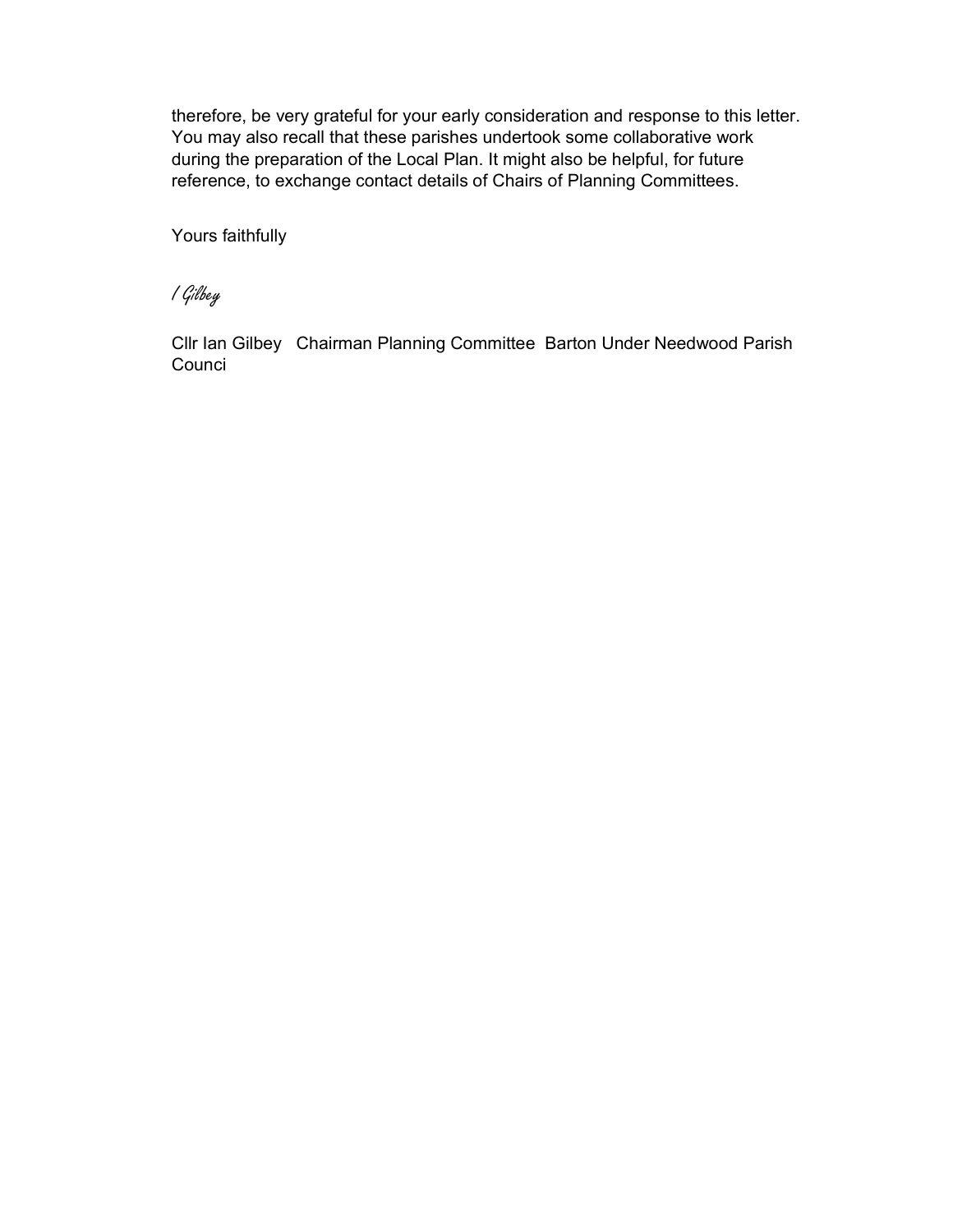therefore, be very grateful for your early consideration and response to this letter. You may also recall that these parishes undertook some collaborative work during the preparation of the Local Plan. It might also be helpful, for future reference, to exchange contact details of Chairs of Planning Committees.

Yours faithfully

*I Gilbey*

Cllr Ian Gilbey   Chairman Planning Committee  Barton Under Needwood Parish Counci